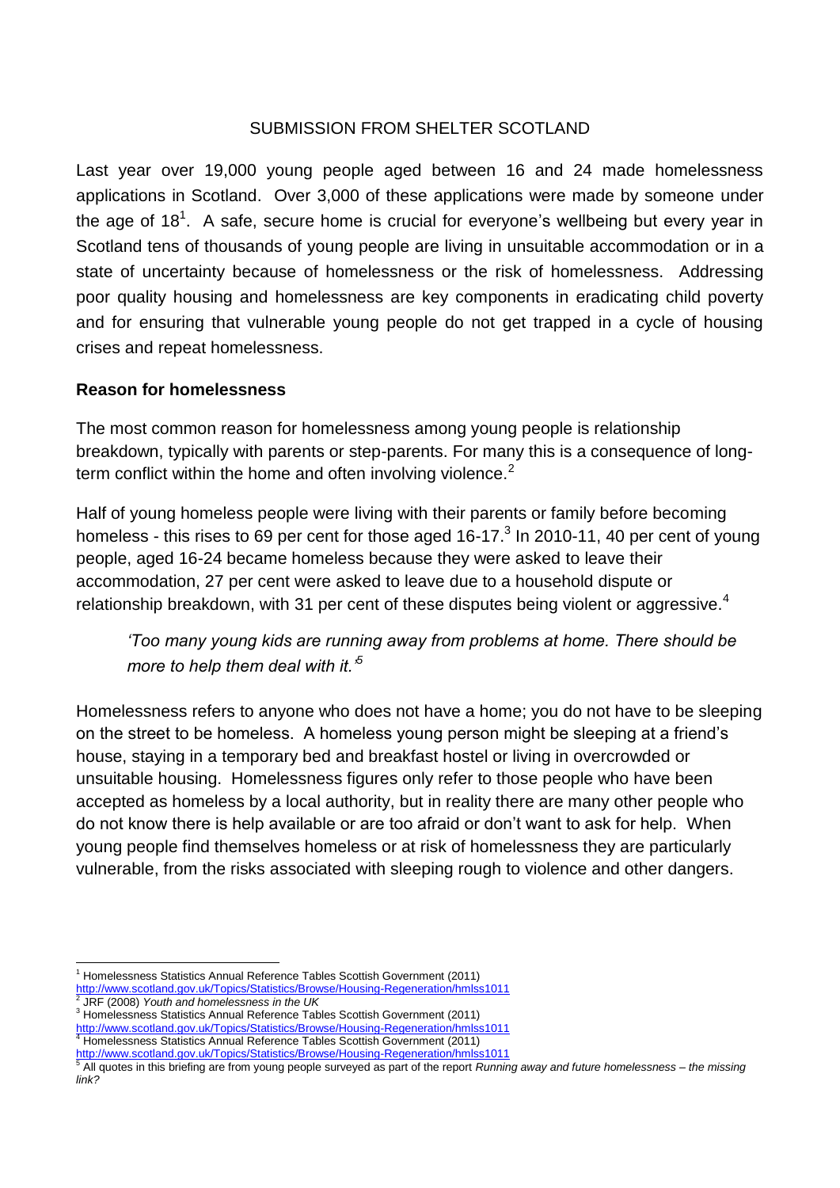SUBMISSION FROM SHELTER SCOTLAND

Last year over 19,000 young people aged between 16 and 24 made homelessness applications in Scotland. Over 3,000 of these applications were made by someone under the age of 18[1]. A safe, secure home is crucial for everyone's wellbeing but every year in Scotland tens of thousands of young people are living in unsuitable accommodation or in a state of uncertainty because of homelessness or the risk of homelessness. Addressing poor quality housing and homelessness are key components in eradicating child poverty and for ensuring that vulnerable young people do not get trapped in a cycle of housing crises and repeat homelessness.

## Reason for homelessness

The most common reason for homelessness among young people is relationship breakdown, typically with parents or step-parents. For many this is a consequence of long-term conflict within the home and often involving violence.[2]

Half of young homeless people were living with their parents or family before becoming homeless - this rises to 69 per cent for those aged 16-17.[3] In 2010-11, 40 per cent of young people, aged 16-24 became homeless because they were asked to leave their accommodation, 27 per cent were asked to leave due to a household dispute or relationship breakdown, with 31 per cent of these disputes being violent or aggressive.[4]

> *'Too many young kids are running away from problems at home. There should be more to help them deal with it.'*[5]

Homelessness refers to anyone who does not have a home; you do not have to be sleeping on the street to be homeless. A homeless young person might be sleeping at a friend's house, staying in a temporary bed and breakfast hostel or living in overcrowded or unsuitable housing. Homelessness figures only refer to those people who have been accepted as homeless by a local authority, but in reality there are many other people who do not know there is help available or are too afraid or don't want to ask for help. When young people find themselves homeless or at risk of homelessness they are particularly vulnerable, from the risks associated with sleeping rough to violence and other dangers.

---

[1] Homelessness Statistics Annual Reference Tables Scottish Government (2011) http://www.scotland.gov.uk/Topics/Statistics/Browse/Housing-Regeneration/hmlss1011

[2] JRF (2008) *Youth and homelessness in the UK*

[3] Homelessness Statistics Annual Reference Tables Scottish Government (2011) http://www.scotland.gov.uk/Topics/Statistics/Browse/Housing-Regeneration/hmlss1011

[4] Homelessness Statistics Annual Reference Tables Scottish Government (2011) http://www.scotland.gov.uk/Topics/Statistics/Browse/Housing-Regeneration/hmlss1011

[5] All quotes in this briefing are from young people surveyed as part of the report *Running away and future homelessness – the missing link?*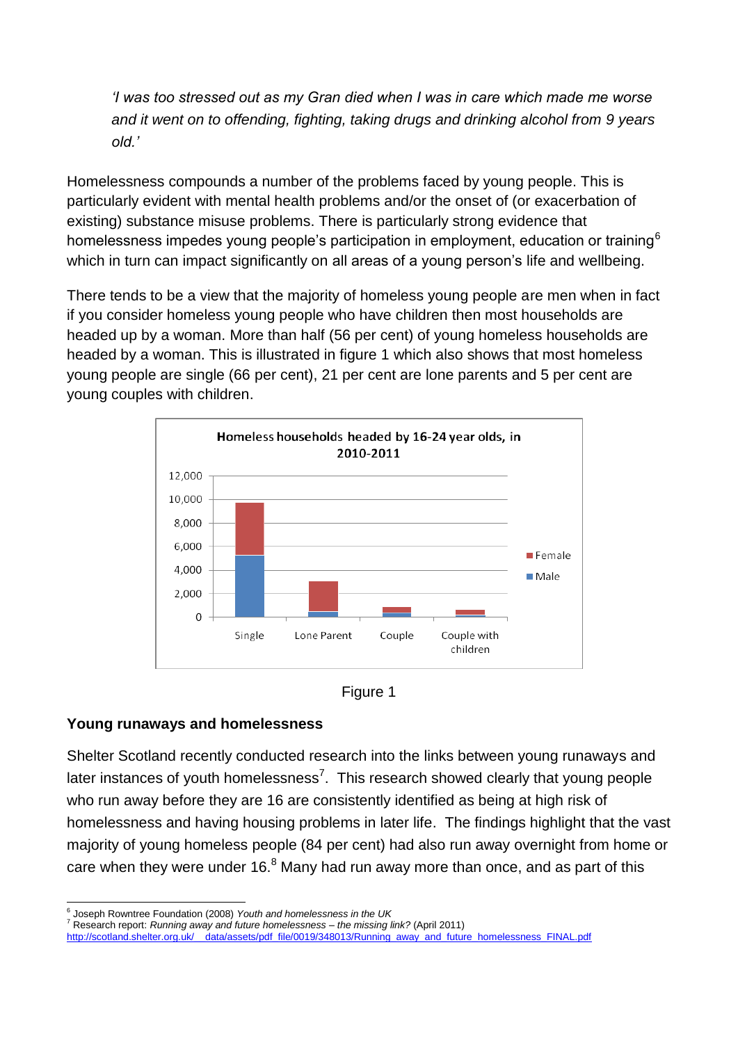*'I was too stressed out as my Gran died when I was in care which made me worse and it went on to offending, fighting, taking drugs and drinking alcohol from 9 years old.'*

Homelessness compounds a number of the problems faced by young people. This is particularly evident with mental health problems and/or the onset of (or exacerbation of existing) substance misuse problems. There is particularly strong evidence that homelessness impedes young people's participation in employment, education or training[6] which in turn can impact significantly on all areas of a young person's life and wellbeing.

There tends to be a view that the majority of homeless young people are men when in fact if you consider homeless young people who have children then most households are headed up by a woman. More than half (56 per cent) of young homeless households are headed by a woman. This is illustrated in figure 1 which also shows that most homeless young people are single (66 per cent), 21 per cent are lone parents and 5 per cent are young couples with children.

Homeless households headed by 16-24 year olds, in 2010-2011

Figure 1

## Young runaways and homelessness

Shelter Scotland recently conducted research into the links between young runaways and later instances of youth homelessness[7]. This research showed clearly that young people who run away before they are 16 are consistently identified as being at high risk of homelessness and having housing problems in later life. The findings highlight that the vast majority of young homeless people (84 per cent) had also run away overnight from home or care when they were under 16.[8] Many had run away more than once, and as part of this

---

[6] Joseph Rowntree Foundation (2008) *Youth and homelessness in the UK*

[7] Research report: *Running away and future homelessness – the missing link?* (April 2011) http://scotland.shelter.org.uk/__data/assets/pdf_file/0019/348013/Running_away_and_future_homelessness_FINAL.pdf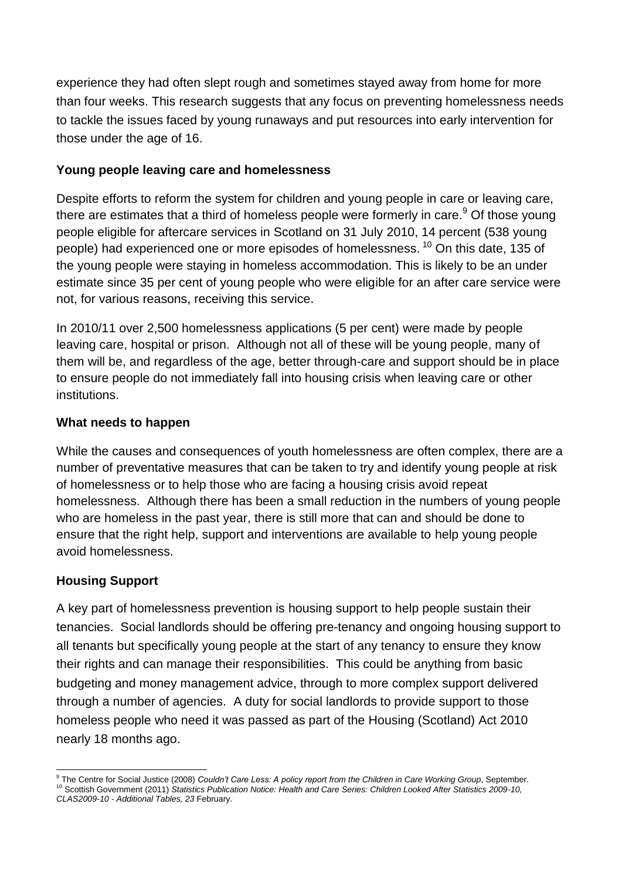experience they had often slept rough and sometimes stayed away from home for more than four weeks. This research suggests that any focus on preventing homelessness needs to tackle the issues faced by young runaways and put resources into early intervention for those under the age of 16.

**Young people leaving care and homelessness**

Despite efforts to reform the system for children and young people in care or leaving care, there are estimates that a third of homeless people were formerly in care.[9] Of those young people eligible for aftercare services in Scotland on 31 July 2010, 14 percent (538 young people) had experienced one or more episodes of homelessness.[10] On this date, 135 of the young people were staying in homeless accommodation. This is likely to be an under estimate since 35 per cent of young people who were eligible for an after care service were not, for various reasons, receiving this service.

In 2010/11 over 2,500 homelessness applications (5 per cent) were made by people leaving care, hospital or prison. Although not all of these will be young people, many of them will be, and regardless of the age, better through-care and support should be in place to ensure people do not immediately fall into housing crisis when leaving care or other institutions.

**What needs to happen**

While the causes and consequences of youth homelessness are often complex, there are a number of preventative measures that can be taken to try and identify young people at risk of homelessness or to help those who are facing a housing crisis avoid repeat homelessness. Although there has been a small reduction in the numbers of young people who are homeless in the past year, there is still more that can and should be done to ensure that the right help, support and interventions are available to help young people avoid homelessness.

**Housing Support**

A key part of homelessness prevention is housing support to help people sustain their tenancies. Social landlords should be offering pre-tenancy and ongoing housing support to all tenants but specifically young people at the start of any tenancy to ensure they know their rights and can manage their responsibilities. This could be anything from basic budgeting and money management advice, through to more complex support delivered through a number of agencies. A duty for social landlords to provide support to those homeless people who need it was passed as part of the Housing (Scotland) Act 2010 nearly 18 months ago.

---

[9] The Centre for Social Justice (2008) *Couldn't Care Less: A policy report from the Children in Care Working Group*, September.
[10] Scottish Government (2011) *Statistics Publication Notice: Health and Care Series: Children Looked After Statistics 2009-10, CLAS2009-10 - Additional Tables, 23* February.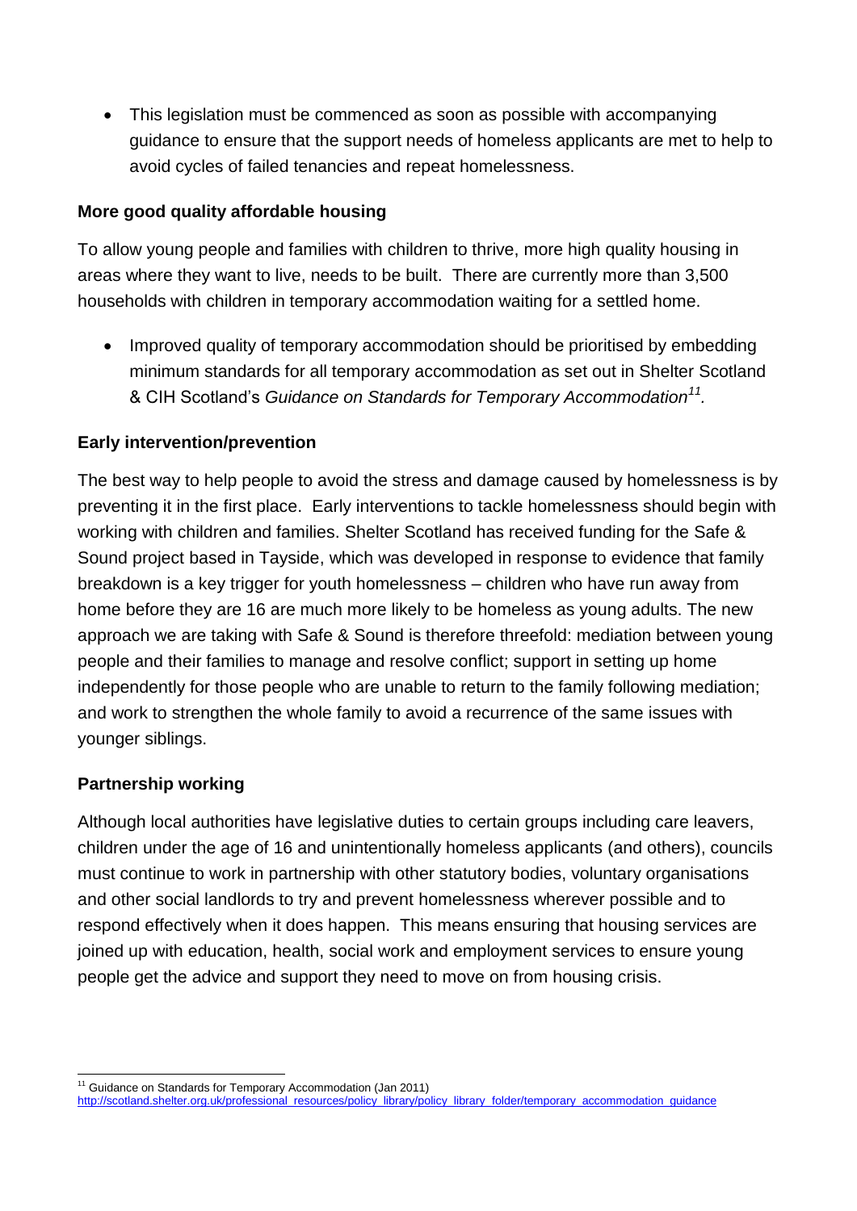- This legislation must be commenced as soon as possible with accompanying guidance to ensure that the support needs of homeless applicants are met to help to avoid cycles of failed tenancies and repeat homelessness.

**More good quality affordable housing**

To allow young people and families with children to thrive, more high quality housing in areas where they want to live, needs to be built. There are currently more than 3,500 households with children in temporary accommodation waiting for a settled home.

- Improved quality of temporary accommodation should be prioritised by embedding minimum standards for all temporary accommodation as set out in Shelter Scotland & CIH Scotland's *Guidance on Standards for Temporary Accommodation*[11].

**Early intervention/prevention**

The best way to help people to avoid the stress and damage caused by homelessness is by preventing it in the first place. Early interventions to tackle homelessness should begin with working with children and families. Shelter Scotland has received funding for the Safe & Sound project based in Tayside, which was developed in response to evidence that family breakdown is a key trigger for youth homelessness – children who have run away from home before they are 16 are much more likely to be homeless as young adults. The new approach we are taking with Safe & Sound is therefore threefold: mediation between young people and their families to manage and resolve conflict; support in setting up home independently for those people who are unable to return to the family following mediation; and work to strengthen the whole family to avoid a recurrence of the same issues with younger siblings.

**Partnership working**

Although local authorities have legislative duties to certain groups including care leavers, children under the age of 16 and unintentionally homeless applicants (and others), councils must continue to work in partnership with other statutory bodies, voluntary organisations and other social landlords to try and prevent homelessness wherever possible and to respond effectively when it does happen. This means ensuring that housing services are joined up with education, health, social work and employment services to ensure young people get the advice and support they need to move on from housing crisis.

---

[11] Guidance on Standards for Temporary Accommodation (Jan 2011)
http://scotland.shelter.org.uk/professional_resources/policy_library/policy_library_folder/temporary_accommodation_guidance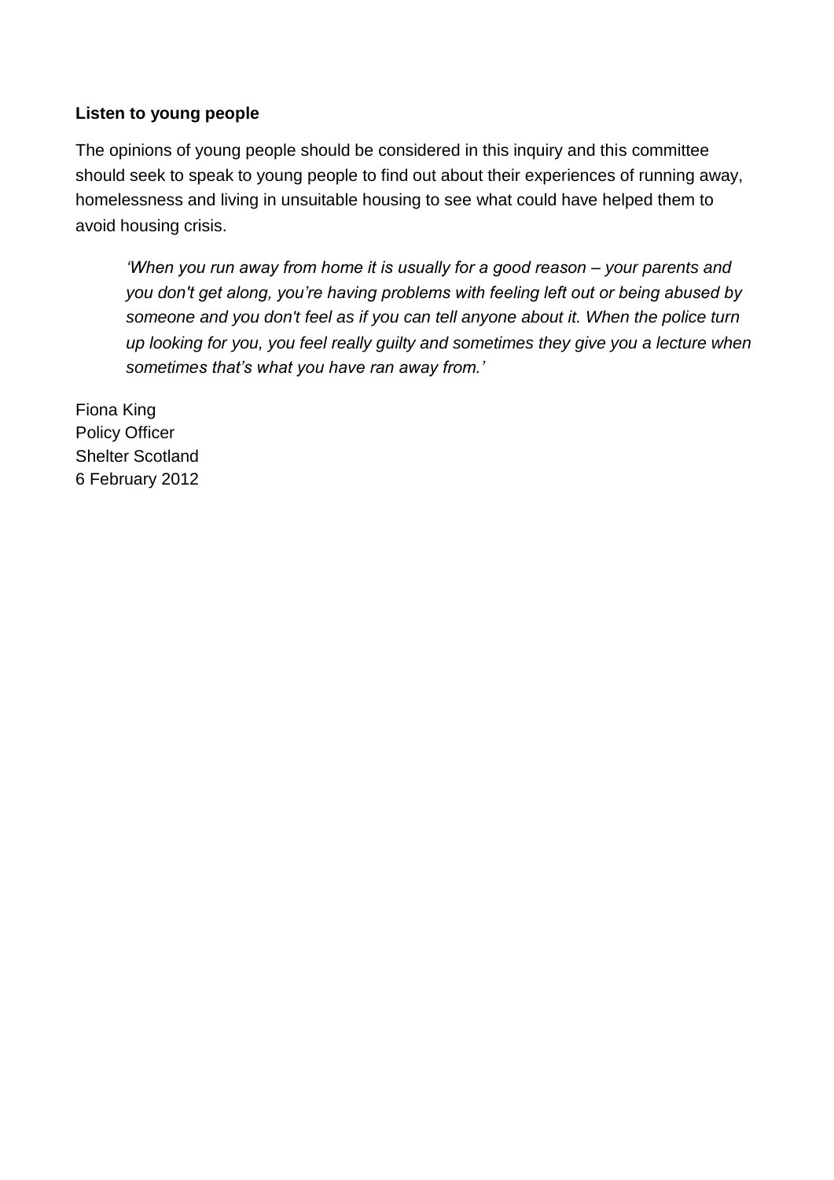**Listen to young people**

The opinions of young people should be considered in this inquiry and this committee should seek to speak to young people to find out about their experiences of running away, homelessness and living in unsuitable housing to see what could have helped them to avoid housing crisis.

> *'When you run away from home it is usually for a good reason – your parents and you don't get along, you're having problems with feeling left out or being abused by someone and you don't feel as if you can tell anyone about it. When the police turn up looking for you, you feel really guilty and sometimes they give you a lecture when sometimes that's what you have ran away from.'*

Fiona King
Policy Officer
Shelter Scotland
6 February 2012